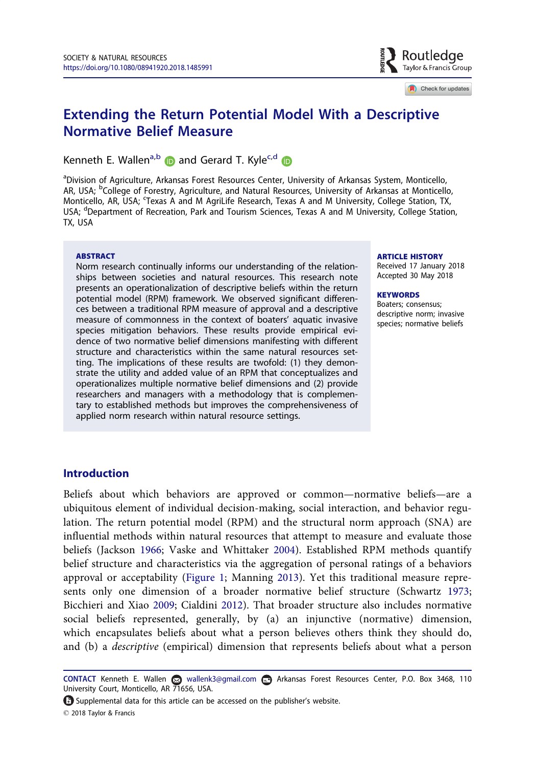# Extending the Return Potential Model With a Descriptive Normative Belief Measure

Kenneth E. Wallen[a,b] and Gerard T. Kyle[c,d]

[a]Division of Agriculture, Arkansas Forest Resources Center, University of Arkansas System, Monticello, AR, USA; [b]College of Forestry, Agriculture, and Natural Resources, University of Arkansas at Monticello, Monticello, AR, USA; [c]Texas A and M AgriLife Research, Texas A and M University, College Station, TX, USA; [d]Department of Recreation, Park and Tourism Sciences, Texas A and M University, College Station, TX, USA

**ABSTRACT**

Norm research continually informs our understanding of the relationships between societies and natural resources. This research note presents an operationalization of descriptive beliefs within the return potential model (RPM) framework. We observed significant differences between a traditional RPM measure of approval and a descriptive measure of commonness in the context of boaters' aquatic invasive species mitigation behaviors. These results provide empirical evidence of two normative belief dimensions manifesting with different structure and characteristics within the same natural resources setting. The implications of these results are twofold: (1) they demonstrate the utility and added value of an RPM that conceptualizes and operationalizes multiple normative belief dimensions and (2) provide researchers and managers with a methodology that is complementary to established methods but improves the comprehensiveness of applied norm research within natural resource settings.

**ARTICLE HISTORY**

Received 17 January 2018
Accepted 30 May 2018

**KEYWORDS**

Boaters; consensus; descriptive norm; invasive species; normative beliefs

## Introduction

Beliefs about which behaviors are approved or common—normative beliefs—are a ubiquitous element of individual decision-making, social interaction, and behavior regulation. The return potential model (RPM) and the structural norm approach (SNA) are influential methods within natural resources that attempt to measure and evaluate those beliefs (Jackson 1966; Vaske and Whittaker 2004). Established RPM methods quantify belief structure and characteristics via the aggregation of personal ratings of a behaviors approval or acceptability (Figure 1; Manning 2013). Yet this traditional measure represents only one dimension of a broader normative belief structure (Schwartz 1973; Bicchieri and Xiao 2009; Cialdini 2012). That broader structure also includes normative social beliefs represented, generally, by (a) an injunctive (normative) dimension, which encapsulates beliefs about what a person believes others think they should do, and (b) a *descriptive* (empirical) dimension that represents beliefs about what a person

**CONTACT** Kenneth E. Wallen wallenk3@gmail.com Arkansas Forest Resources Center, P.O. Box 3468, 110 University Court, Monticello, AR 71656, USA.

Supplemental data for this article can be accessed on the publisher's website.

© 2018 Taylor & Francis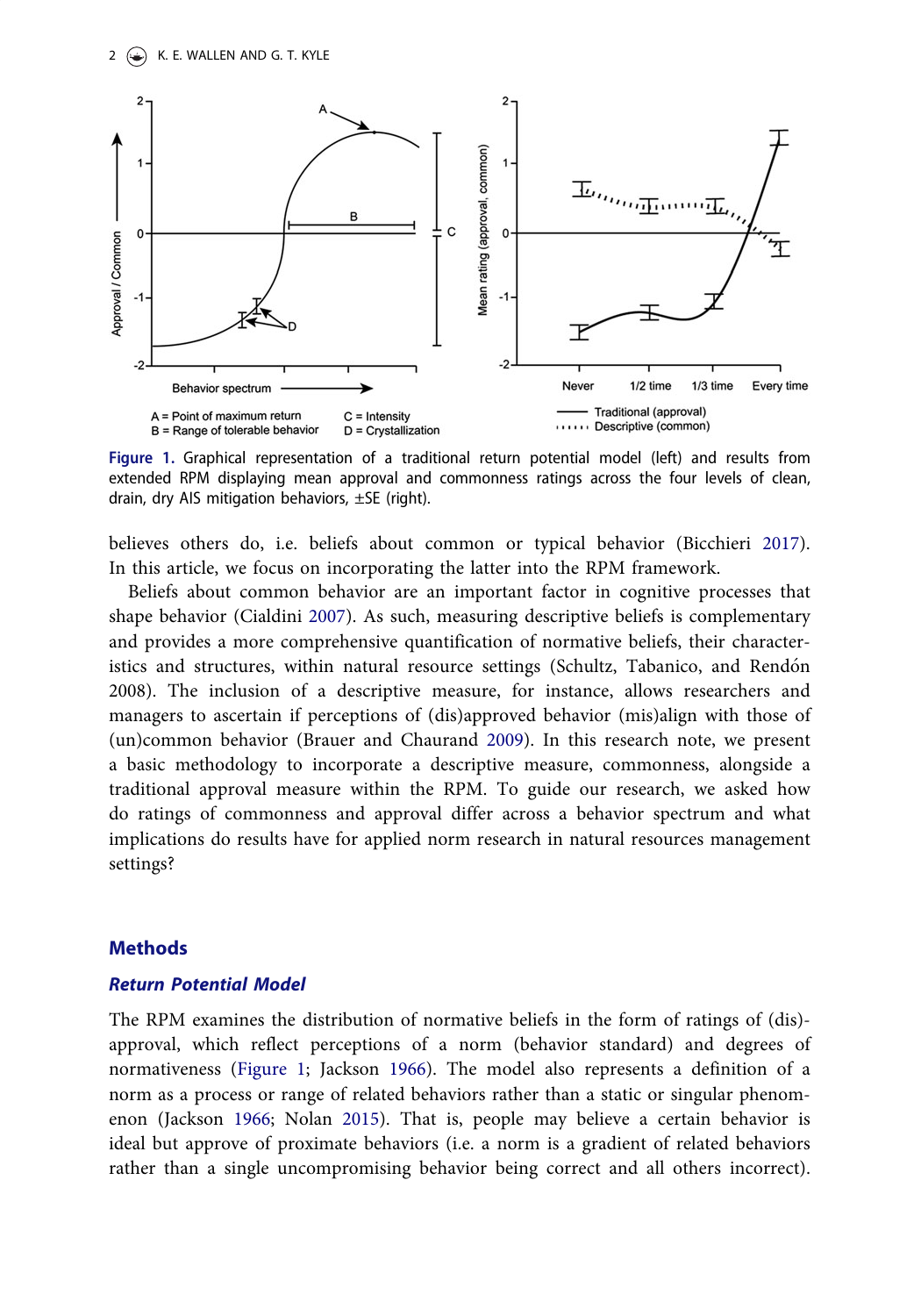Figure 1. Graphical representation of a traditional return potential model (left) and results from extended RPM displaying mean approval and commonness ratings across the four levels of clean, drain, dry AIS mitigation behaviors, ±SE (right).

believes others do, i.e. beliefs about common or typical behavior (Bicchieri 2017). In this article, we focus on incorporating the latter into the RPM framework.

Beliefs about common behavior are an important factor in cognitive processes that shape behavior (Cialdini 2007). As such, measuring descriptive beliefs is complementary and provides a more comprehensive quantification of normative beliefs, their characteristics and structures, within natural resource settings (Schultz, Tabanico, and Rendón 2008). The inclusion of a descriptive measure, for instance, allows researchers and managers to ascertain if perceptions of (dis)approved behavior (mis)align with those of (un)common behavior (Brauer and Chaurand 2009). In this research note, we present a basic methodology to incorporate a descriptive measure, commonness, alongside a traditional approval measure within the RPM. To guide our research, we asked how do ratings of commonness and approval differ across a behavior spectrum and what implications do results have for applied norm research in natural resources management settings?

## Methods

### *Return Potential Model*

The RPM examines the distribution of normative beliefs in the form of ratings of (dis)-approval, which reflect perceptions of a norm (behavior standard) and degrees of normativeness (Figure 1; Jackson 1966). The model also represents a definition of a norm as a process or range of related behaviors rather than a static or singular phenomenon (Jackson 1966; Nolan 2015). That is, people may believe a certain behavior is ideal but approve of proximate behaviors (i.e. a norm is a gradient of related behaviors rather than a single uncompromising behavior being correct and all others incorrect).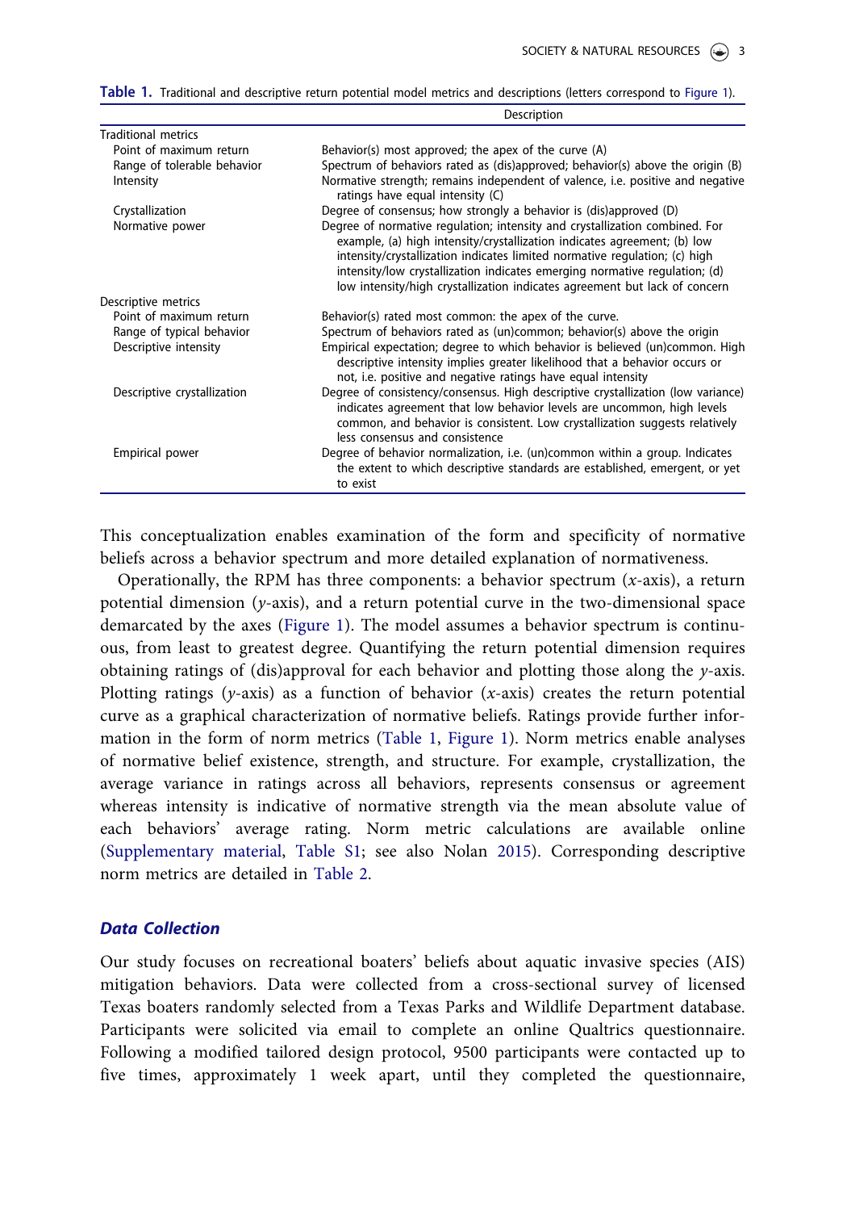**Table 1.** Traditional and descriptive return potential model metrics and descriptions (letters correspond to Figure 1).

| | Description |
|---|---|
| Traditional metrics | |
| Point of maximum return | Behavior(s) most approved; the apex of the curve (A) |
| Range of tolerable behavior | Spectrum of behaviors rated as (dis)approved; behavior(s) above the origin (B) |
| Intensity | Normative strength; remains independent of valence, i.e. positive and negative ratings have equal intensity (C) |
| Crystallization | Degree of consensus; how strongly a behavior is (dis)approved (D) |
| Normative power | Degree of normative regulation; intensity and crystallization combined. For example, (a) high intensity/crystallization indicates agreement; (b) low intensity/crystallization indicates limited normative regulation; (c) high intensity/low crystallization indicates emerging normative regulation; (d) low intensity/high crystallization indicates agreement but lack of concern |
| Descriptive metrics | |
| Point of maximum return | Behavior(s) rated most common: the apex of the curve. |
| Range of typical behavior | Spectrum of behaviors rated as (un)common; behavior(s) above the origin |
| Descriptive intensity | Empirical expectation; degree to which behavior is believed (un)common. High descriptive intensity implies greater likelihood that a behavior occurs or not, i.e. positive and negative ratings have equal intensity |
| Descriptive crystallization | Degree of consistency/consensus. High descriptive crystallization (low variance) indicates agreement that low behavior levels are uncommon, high levels common, and behavior is consistent. Low crystallization suggests relatively less consensus and consistence |
| Empirical power | Degree of behavior normalization, i.e. (un)common within a group. Indicates the extent to which descriptive standards are established, emergent, or yet to exist |

This conceptualization enables examination of the form and specificity of normative beliefs across a behavior spectrum and more detailed explanation of normativeness.

Operationally, the RPM has three components: a behavior spectrum ($x$-axis), a return potential dimension ($y$-axis), and a return potential curve in the two-dimensional space demarcated by the axes (Figure 1). The model assumes a behavior spectrum is continuous, from least to greatest degree. Quantifying the return potential dimension requires obtaining ratings of (dis)approval for each behavior and plotting those along the $y$-axis. Plotting ratings ($y$-axis) as a function of behavior ($x$-axis) creates the return potential curve as a graphical characterization of normative beliefs. Ratings provide further information in the form of norm metrics (Table 1, Figure 1). Norm metrics enable analyses of normative belief existence, strength, and structure. For example, crystallization, the average variance in ratings across all behaviors, represents consensus or agreement whereas intensity is indicative of normative strength via the mean absolute value of each behaviors' average rating. Norm metric calculations are available online (Supplementary material, Table S1; see also Nolan 2015). Corresponding descriptive norm metrics are detailed in Table 2.

### *Data Collection*

Our study focuses on recreational boaters' beliefs about aquatic invasive species (AIS) mitigation behaviors. Data were collected from a cross-sectional survey of licensed Texas boaters randomly selected from a Texas Parks and Wildlife Department database. Participants were solicited via email to complete an online Qualtrics questionnaire. Following a modified tailored design protocol, 9500 participants were contacted up to five times, approximately 1 week apart, until they completed the questionnaire,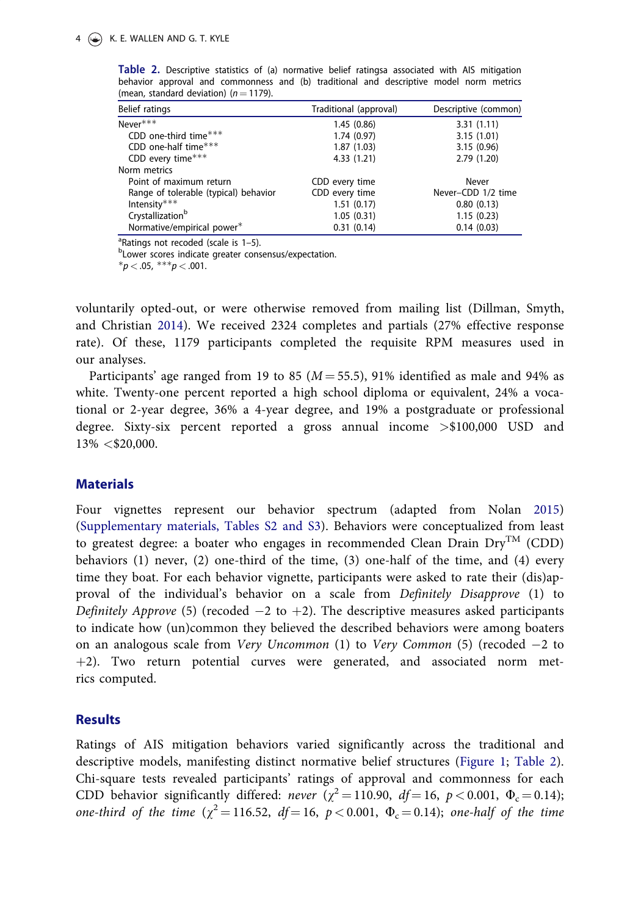**Table 2.** Descriptive statistics of (a) normative belief ratings[a] associated with AIS mitigation behavior approval and commonness and (b) traditional and descriptive model norm metrics (mean, standard deviation) ($n = 1179$).

| Belief ratings | Traditional (approval) | Descriptive (common) |
|---|---|---|
| Never*** | 1.45 (0.86) | 3.31 (1.11) |
| CDD one-third time*** | 1.74 (0.97) | 3.15 (1.01) |
| CDD one-half time*** | 1.87 (1.03) | 3.15 (0.96) |
| CDD every time*** | 4.33 (1.21) | 2.79 (1.20) |
| Norm metrics | | |
| Point of maximum return | CDD every time | Never |
| Range of tolerable (typical) behavior | CDD every time | Never–CDD 1/2 time |
| Intensity*** | 1.51 (0.17) | 0.80 (0.13) |
| Crystallization[b] | 1.05 (0.31) | 1.15 (0.23) |
| Normative/empirical power* | 0.31 (0.14) | 0.14 (0.03) |

[a]Ratings not recoded (scale is 1–5).
[b]Lower scores indicate greater consensus/expectation.
*$p < .05$, ***$p < .001$.

voluntarily opted-out, or were otherwise removed from mailing list (Dillman, Smyth, and Christian 2014). We received 2324 completes and partials (27% effective response rate). Of these, 1179 participants completed the requisite RPM measures used in our analyses.

Participants' age ranged from 19 to 85 ($M = 55.5$), 91% identified as male and 94% as white. Twenty-one percent reported a high school diploma or equivalent, 24% a vocational or 2-year degree, 36% a 4-year degree, and 19% a postgraduate or professional degree. Sixty-six percent reported a gross annual income >$100,000 USD and 13% <$20,000.

## Materials

Four vignettes represent our behavior spectrum (adapted from Nolan 2015) (Supplementary materials, Tables S2 and S3). Behaviors were conceptualized from least to greatest degree: a boater who engages in recommended Clean Drain Dry™ (CDD) behaviors (1) never, (2) one-third of the time, (3) one-half of the time, and (4) every time they boat. For each behavior vignette, participants were asked to rate their (dis)approval of the individual's behavior on a scale from *Definitely Disapprove* (1) to *Definitely Approve* (5) (recoded −2 to +2). The descriptive measures asked participants to indicate how (un)common they believed the described behaviors were among boaters on an analogous scale from *Very Uncommon* (1) to *Very Common* (5) (recoded −2 to +2). Two return potential curves were generated, and associated norm metrics computed.

## Results

Ratings of AIS mitigation behaviors varied significantly across the traditional and descriptive models, manifesting distinct normative belief structures (Figure 1; Table 2). Chi-square tests revealed participants' ratings of approval and commonness for each CDD behavior significantly differed: *never* ($\chi^2 = 110.90$, $df = 16$, $p < 0.001$, $\Phi_c = 0.14$); *one-third of the time* ($\chi^2 = 116.52$, $df = 16$, $p < 0.001$, $\Phi_c = 0.14$); *one-half of the time*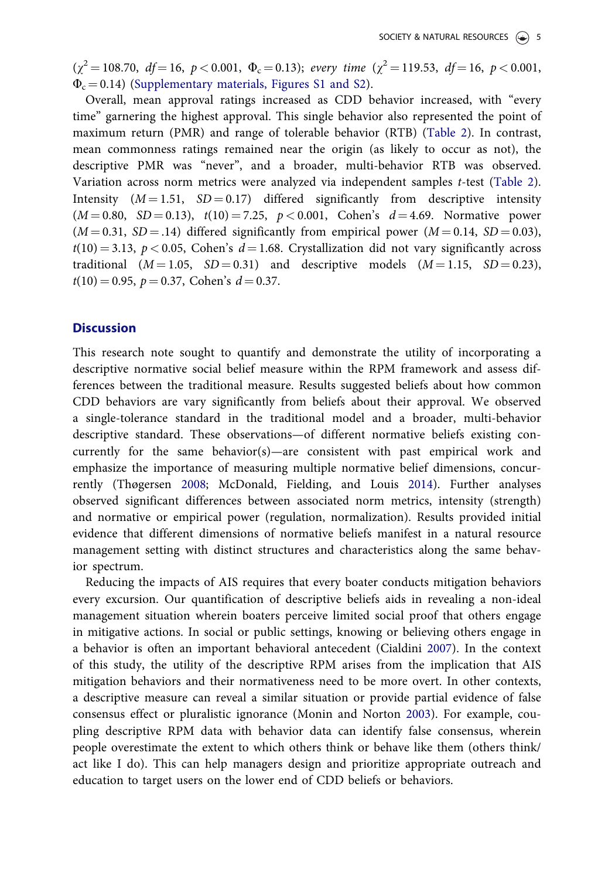($\chi^2 = 108.70$, $df = 16$, $p < 0.001$, $\Phi_c = 0.13$); *every time* ($\chi^2 = 119.53$, $df = 16$, $p < 0.001$, $\Phi_c = 0.14$) (Supplementary materials, Figures S1 and S2).

Overall, mean approval ratings increased as CDD behavior increased, with "every time" garnering the highest approval. This single behavior also represented the point of maximum return (PMR) and range of tolerable behavior (RTB) (Table 2). In contrast, mean commonness ratings remained near the origin (as likely to occur as not), the descriptive PMR was "never", and a broader, multi-behavior RTB was observed. Variation across norm metrics were analyzed via independent samples *t*-test (Table 2). Intensity ($M = 1.51$, $SD = 0.17$) differed significantly from descriptive intensity ($M = 0.80$, $SD = 0.13$), $t(10) = 7.25$, $p < 0.001$, Cohen's $d = 4.69$. Normative power ($M = 0.31$, $SD = .14$) differed significantly from empirical power ($M = 0.14$, $SD = 0.03$), $t(10) = 3.13$, $p < 0.05$, Cohen's $d = 1.68$. Crystallization did not vary significantly across traditional ($M = 1.05$, $SD = 0.31$) and descriptive models ($M = 1.15$, $SD = 0.23$), $t(10) = 0.95$, $p = 0.37$, Cohen's $d = 0.37$.

## Discussion

This research note sought to quantify and demonstrate the utility of incorporating a descriptive normative social belief measure within the RPM framework and assess differences between the traditional measure. Results suggested beliefs about how common CDD behaviors are vary significantly from beliefs about their approval. We observed a single-tolerance standard in the traditional model and a broader, multi-behavior descriptive standard. These observations—of different normative beliefs existing concurrently for the same behavior(s)—are consistent with past empirical work and emphasize the importance of measuring multiple normative belief dimensions, concurrently (Thøgersen 2008; McDonald, Fielding, and Louis 2014). Further analyses observed significant differences between associated norm metrics, intensity (strength) and normative or empirical power (regulation, normalization). Results provided initial evidence that different dimensions of normative beliefs manifest in a natural resource management setting with distinct structures and characteristics along the same behavior spectrum.

Reducing the impacts of AIS requires that every boater conducts mitigation behaviors every excursion. Our quantification of descriptive beliefs aids in revealing a non-ideal management situation wherein boaters perceive limited social proof that others engage in mitigative actions. In social or public settings, knowing or believing others engage in a behavior is often an important behavioral antecedent (Cialdini 2007). In the context of this study, the utility of the descriptive RPM arises from the implication that AIS mitigation behaviors and their normativeness need to be more overt. In other contexts, a descriptive measure can reveal a similar situation or provide partial evidence of false consensus effect or pluralistic ignorance (Monin and Norton 2003). For example, coupling descriptive RPM data with behavior data can identify false consensus, wherein people overestimate the extent to which others think or behave like them (others think/act like I do). This can help managers design and prioritize appropriate outreach and education to target users on the lower end of CDD beliefs or behaviors.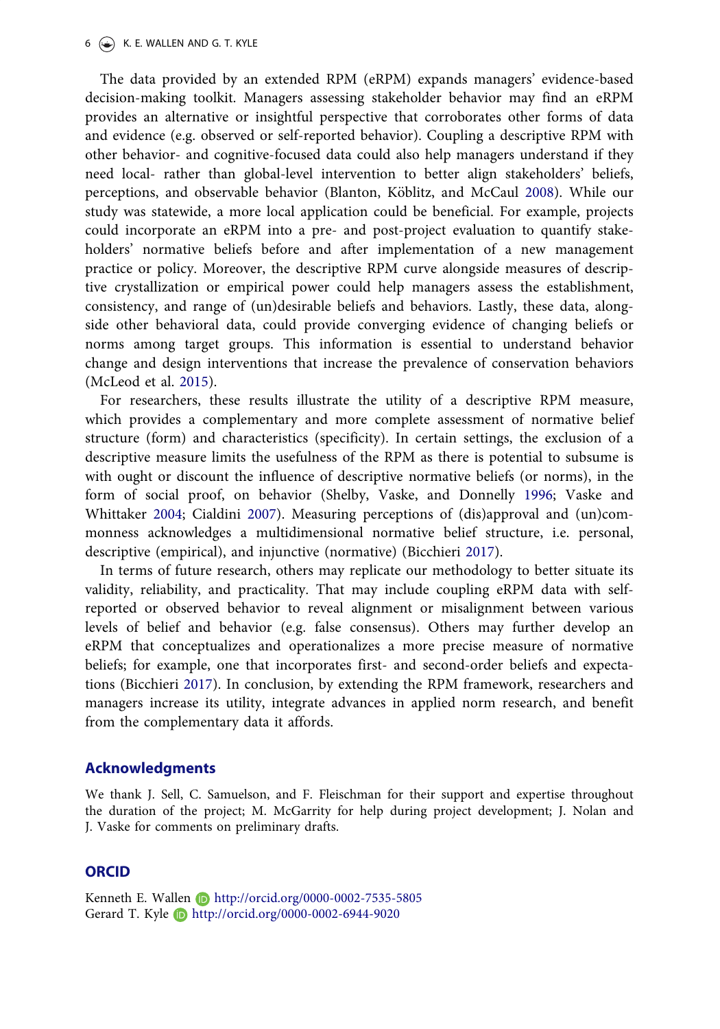The data provided by an extended RPM (eRPM) expands managers' evidence-based decision-making toolkit. Managers assessing stakeholder behavior may find an eRPM provides an alternative or insightful perspective that corroborates other forms of data and evidence (e.g. observed or self-reported behavior). Coupling a descriptive RPM with other behavior- and cognitive-focused data could also help managers understand if they need local- rather than global-level intervention to better align stakeholders' beliefs, perceptions, and observable behavior (Blanton, Köblitz, and McCaul 2008). While our study was statewide, a more local application could be beneficial. For example, projects could incorporate an eRPM into a pre- and post-project evaluation to quantify stakeholders' normative beliefs before and after implementation of a new management practice or policy. Moreover, the descriptive RPM curve alongside measures of descriptive crystallization or empirical power could help managers assess the establishment, consistency, and range of (un)desirable beliefs and behaviors. Lastly, these data, alongside other behavioral data, could provide converging evidence of changing beliefs or norms among target groups. This information is essential to understand behavior change and design interventions that increase the prevalence of conservation behaviors (McLeod et al. 2015).

For researchers, these results illustrate the utility of a descriptive RPM measure, which provides a complementary and more complete assessment of normative belief structure (form) and characteristics (specificity). In certain settings, the exclusion of a descriptive measure limits the usefulness of the RPM as there is potential to subsume is with ought or discount the influence of descriptive normative beliefs (or norms), in the form of social proof, on behavior (Shelby, Vaske, and Donnelly 1996; Vaske and Whittaker 2004; Cialdini 2007). Measuring perceptions of (dis)approval and (un)commonness acknowledges a multidimensional normative belief structure, i.e. personal, descriptive (empirical), and injunctive (normative) (Bicchieri 2017).

In terms of future research, others may replicate our methodology to better situate its validity, reliability, and practicality. That may include coupling eRPM data with self-reported or observed behavior to reveal alignment or misalignment between various levels of belief and behavior (e.g. false consensus). Others may further develop an eRPM that conceptualizes and operationalizes a more precise measure of normative beliefs; for example, one that incorporates first- and second-order beliefs and expectations (Bicchieri 2017). In conclusion, by extending the RPM framework, researchers and managers increase its utility, integrate advances in applied norm research, and benefit from the complementary data it affords.

## Acknowledgments

We thank J. Sell, C. Samuelson, and F. Fleischman for their support and expertise throughout the duration of the project; M. McGarrity for help during project development; J. Nolan and J. Vaske for comments on preliminary drafts.

## ORCID

Kenneth E. Wallen http://orcid.org/0000-0002-7535-5805
Gerard T. Kyle http://orcid.org/0000-0002-6944-9020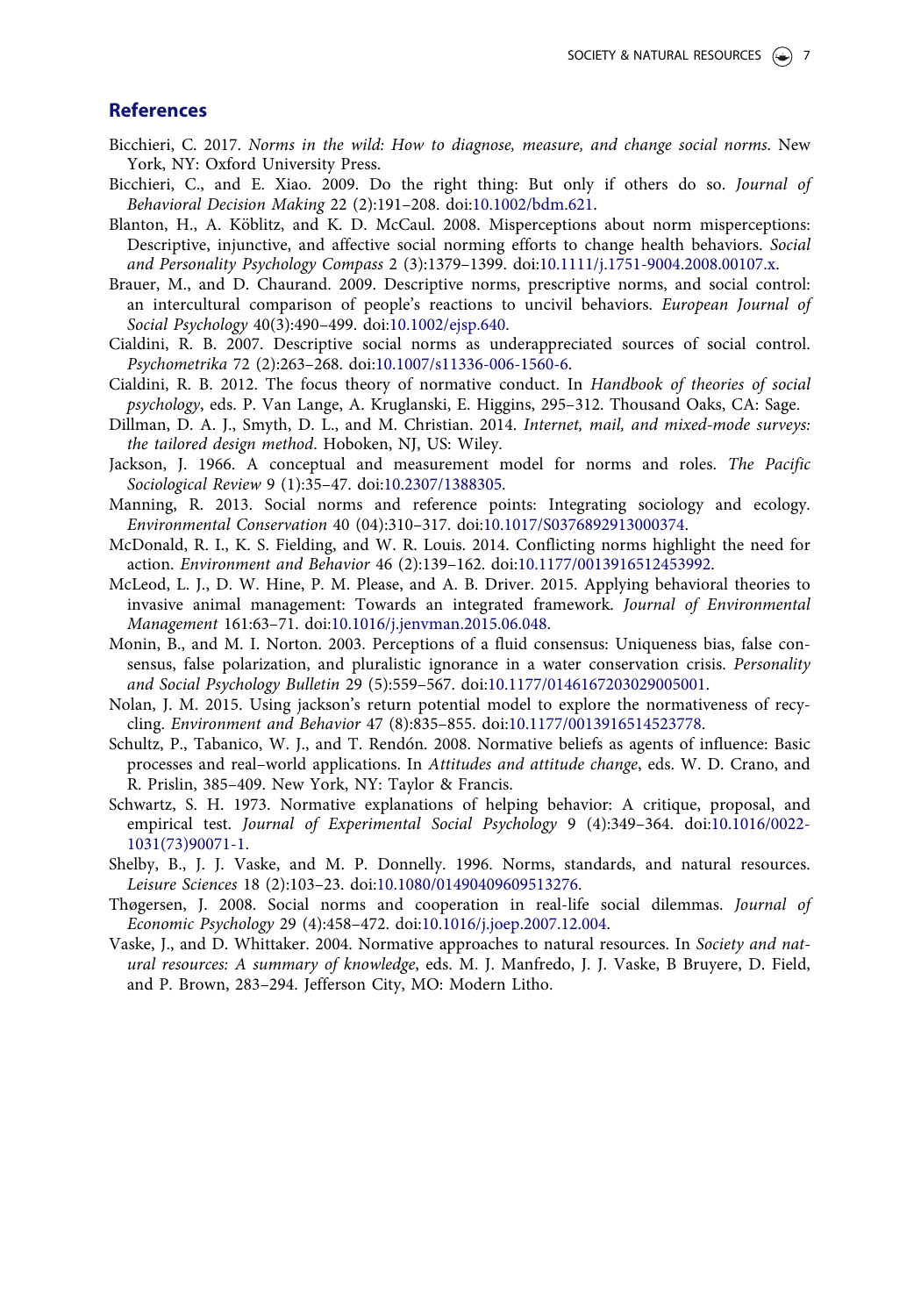## References

Bicchieri, C. 2017. *Norms in the wild: How to diagnose, measure, and change social norms*. New York, NY: Oxford University Press.

Bicchieri, C., and E. Xiao. 2009. Do the right thing: But only if others do so. *Journal of Behavioral Decision Making* 22 (2):191–208. doi:10.1002/bdm.621.

Blanton, H., A. Köblitz, and K. D. McCaul. 2008. Misperceptions about norm misperceptions: Descriptive, injunctive, and affective social norming efforts to change health behaviors. *Social and Personality Psychology Compass* 2 (3):1379–1399. doi:10.1111/j.1751-9004.2008.00107.x.

Brauer, M., and D. Chaurand. 2009. Descriptive norms, prescriptive norms, and social control: an intercultural comparison of people's reactions to uncivil behaviors. *European Journal of Social Psychology* 40(3):490–499. doi:10.1002/ejsp.640.

Cialdini, R. B. 2007. Descriptive social norms as underappreciated sources of social control. *Psychometrika* 72 (2):263–268. doi:10.1007/s11336-006-1560-6.

Cialdini, R. B. 2012. The focus theory of normative conduct. In *Handbook of theories of social psychology*, eds. P. Van Lange, A. Kruglanski, E. Higgins, 295–312. Thousand Oaks, CA: Sage.

Dillman, D. A. J., Smyth, D. L., and M. Christian. 2014. *Internet, mail, and mixed-mode surveys: the tailored design method*. Hoboken, NJ, US: Wiley.

Jackson, J. 1966. A conceptual and measurement model for norms and roles. *The Pacific Sociological Review* 9 (1):35–47. doi:10.2307/1388305.

Manning, R. 2013. Social norms and reference points: Integrating sociology and ecology. *Environmental Conservation* 40 (04):310–317. doi:10.1017/S0376892913000374.

McDonald, R. I., K. S. Fielding, and W. R. Louis. 2014. Conflicting norms highlight the need for action. *Environment and Behavior* 46 (2):139–162. doi:10.1177/0013916512453992.

McLeod, L. J., D. W. Hine, P. M. Please, and A. B. Driver. 2015. Applying behavioral theories to invasive animal management: Towards an integrated framework. *Journal of Environmental Management* 161:63–71. doi:10.1016/j.jenvman.2015.06.048.

Monin, B., and M. I. Norton. 2003. Perceptions of a fluid consensus: Uniqueness bias, false consensus, false polarization, and pluralistic ignorance in a water conservation crisis. *Personality and Social Psychology Bulletin* 29 (5):559–567. doi:10.1177/0146167203029005001.

Nolan, J. M. 2015. Using jackson's return potential model to explore the normativeness of recycling. *Environment and Behavior* 47 (8):835–855. doi:10.1177/0013916514523778.

Schultz, P., Tabanico, W. J., and T. Rendón. 2008. Normative beliefs as agents of influence: Basic processes and real–world applications. In *Attitudes and attitude change*, eds. W. D. Crano, and R. Prislin, 385–409. New York, NY: Taylor & Francis.

Schwartz, S. H. 1973. Normative explanations of helping behavior: A critique, proposal, and empirical test. *Journal of Experimental Social Psychology* 9 (4):349–364. doi:10.1016/0022-1031(73)90071-1.

Shelby, B., J. J. Vaske, and M. P. Donnelly. 1996. Norms, standards, and natural resources. *Leisure Sciences* 18 (2):103–23. doi:10.1080/01490409609513276.

Thøgersen, J. 2008. Social norms and cooperation in real-life social dilemmas. *Journal of Economic Psychology* 29 (4):458–472. doi:10.1016/j.joep.2007.12.004.

Vaske, J., and D. Whittaker. 2004. Normative approaches to natural resources. In *Society and natural resources: A summary of knowledge*, eds. M. J. Manfredo, J. J. Vaske, B Bruyere, D. Field, and P. Brown, 283–294. Jefferson City, MO: Modern Litho.